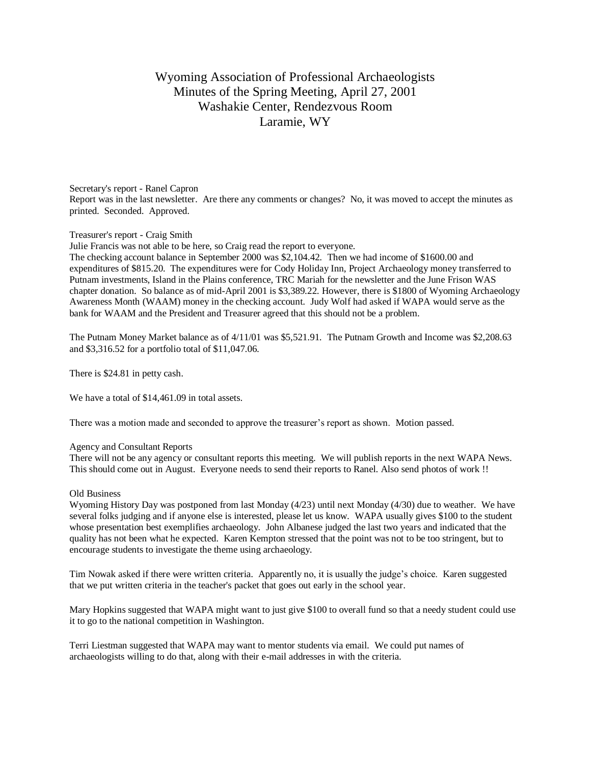# Wyoming Association of Professional Archaeologists
## Minutes of the Spring Meeting, April 27, 2001
## Washakie Center, Rendezvous Room
## Laramie, WY

Secretary's report - Ranel Capron
Report was in the last newsletter. Are there any comments or changes? No, it was moved to accept the minutes as printed. Seconded. Approved.

Treasurer's report - Craig Smith
Julie Francis was not able to be here, so Craig read the report to everyone.
The checking account balance in September 2000 was $2,104.42. Then we had income of $1600.00 and expenditures of $815.20. The expenditures were for Cody Holiday Inn, Project Archaeology money transferred to Putnam investments, Island in the Plains conference, TRC Mariah for the newsletter and the June Frison WAS chapter donation. So balance as of mid-April 2001 is $3,389.22. However, there is $1800 of Wyoming Archaeology Awareness Month (WAAM) money in the checking account. Judy Wolf had asked if WAPA would serve as the bank for WAAM and the President and Treasurer agreed that this should not be a problem.

The Putnam Money Market balance as of 4/11/01 was $5,521.91. The Putnam Growth and Income was $2,208.63 and $3,316.52 for a portfolio total of $11,047.06.

There is $24.81 in petty cash.

We have a total of $14,461.09 in total assets.

There was a motion made and seconded to approve the treasurer's report as shown. Motion passed.

Agency and Consultant Reports
There will not be any agency or consultant reports this meeting. We will publish reports in the next WAPA News. This should come out in August. Everyone needs to send their reports to Ranel. Also send photos of work !!

Old Business
Wyoming History Day was postponed from last Monday (4/23) until next Monday (4/30) due to weather. We have several folks judging and if anyone else is interested, please let us know. WAPA usually gives $100 to the student whose presentation best exemplifies archaeology. John Albanese judged the last two years and indicated that the quality has not been what he expected. Karen Kempton stressed that the point was not to be too stringent, but to encourage students to investigate the theme using archaeology.

Tim Nowak asked if there were written criteria. Apparently no, it is usually the judge's choice. Karen suggested that we put written criteria in the teacher's packet that goes out early in the school year.

Mary Hopkins suggested that WAPA might want to just give $100 to overall fund so that a needy student could use it to go to the national competition in Washington.

Terri Liestman suggested that WAPA may want to mentor students via email. We could put names of archaeologists willing to do that, along with their e-mail addresses in with the criteria.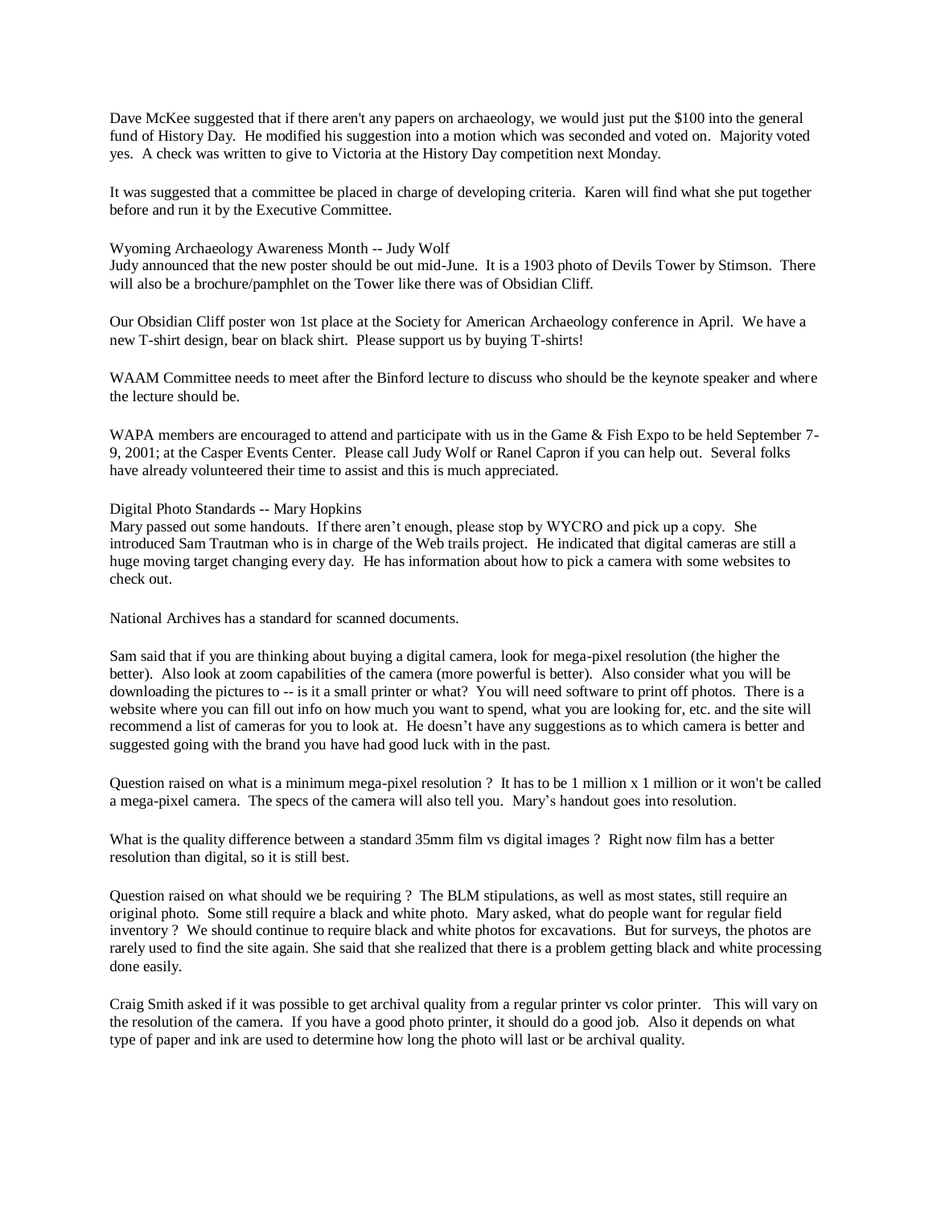Dave McKee suggested that if there aren't any papers on archaeology, we would just put the $100 into the general fund of History Day. He modified his suggestion into a motion which was seconded and voted on. Majority voted yes. A check was written to give to Victoria at the History Day competition next Monday.

It was suggested that a committee be placed in charge of developing criteria. Karen will find what she put together before and run it by the Executive Committee.

Wyoming Archaeology Awareness Month -- Judy Wolf
Judy announced that the new poster should be out mid-June. It is a 1903 photo of Devils Tower by Stimson. There will also be a brochure/pamphlet on the Tower like there was of Obsidian Cliff.

Our Obsidian Cliff poster won 1st place at the Society for American Archaeology conference in April. We have a new T-shirt design, bear on black shirt. Please support us by buying T-shirts!

WAAM Committee needs to meet after the Binford lecture to discuss who should be the keynote speaker and where the lecture should be.

WAPA members are encouraged to attend and participate with us in the Game & Fish Expo to be held September 7-9, 2001; at the Casper Events Center. Please call Judy Wolf or Ranel Capron if you can help out. Several folks have already volunteered their time to assist and this is much appreciated.

Digital Photo Standards -- Mary Hopkins
Mary passed out some handouts. If there aren't enough, please stop by WYCRO and pick up a copy. She introduced Sam Trautman who is in charge of the Web trails project. He indicated that digital cameras are still a huge moving target changing every day. He has information about how to pick a camera with some websites to check out.

National Archives has a standard for scanned documents.

Sam said that if you are thinking about buying a digital camera, look for mega-pixel resolution (the higher the better). Also look at zoom capabilities of the camera (more powerful is better). Also consider what you will be downloading the pictures to -- is it a small printer or what? You will need software to print off photos. There is a website where you can fill out info on how much you want to spend, what you are looking for, etc. and the site will recommend a list of cameras for you to look at. He doesn't have any suggestions as to which camera is better and suggested going with the brand you have had good luck with in the past.

Question raised on what is a minimum mega-pixel resolution ? It has to be 1 million x 1 million or it won't be called a mega-pixel camera. The specs of the camera will also tell you. Mary's handout goes into resolution.

What is the quality difference between a standard 35mm film vs digital images ? Right now film has a better resolution than digital, so it is still best.

Question raised on what should we be requiring ? The BLM stipulations, as well as most states, still require an original photo. Some still require a black and white photo. Mary asked, what do people want for regular field inventory ? We should continue to require black and white photos for excavations. But for surveys, the photos are rarely used to find the site again. She said that she realized that there is a problem getting black and white processing done easily.

Craig Smith asked if it was possible to get archival quality from a regular printer vs color printer. This will vary on the resolution of the camera. If you have a good photo printer, it should do a good job. Also it depends on what type of paper and ink are used to determine how long the photo will last or be archival quality.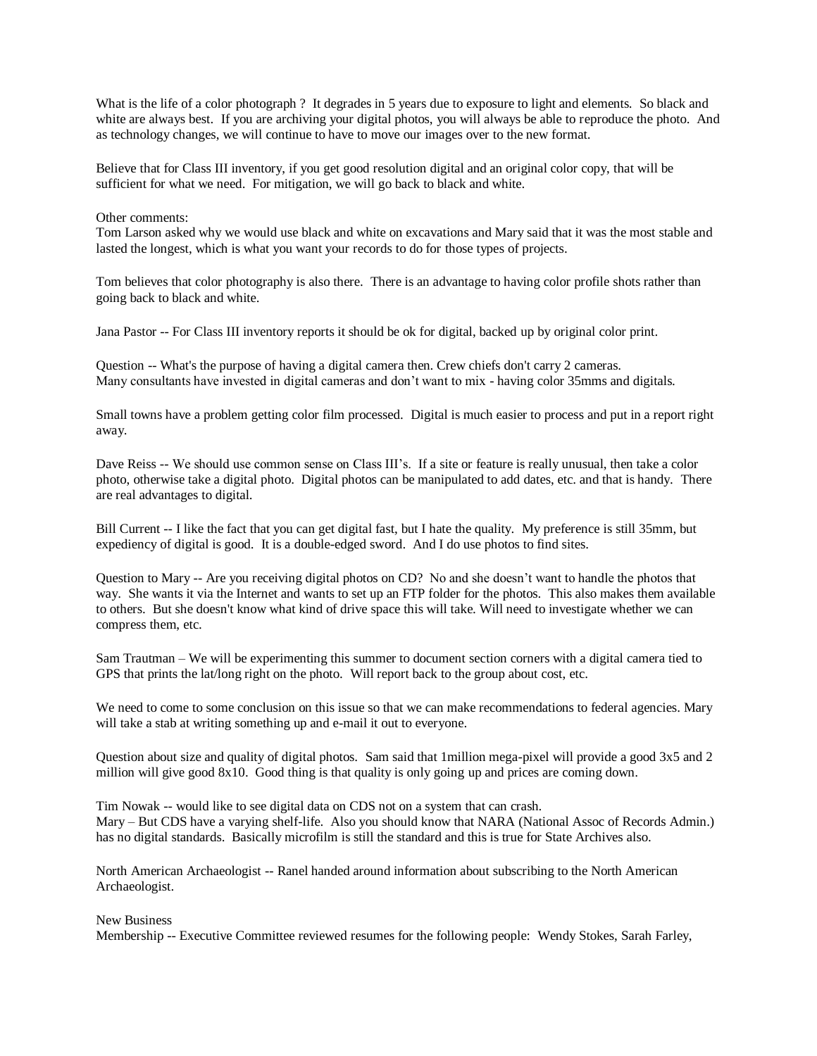What is the life of a color photograph ? It degrades in 5 years due to exposure to light and elements. So black and white are always best. If you are archiving your digital photos, you will always be able to reproduce the photo. And as technology changes, we will continue to have to move our images over to the new format.

Believe that for Class III inventory, if you get good resolution digital and an original color copy, that will be sufficient for what we need. For mitigation, we will go back to black and white.

Other comments:
Tom Larson asked why we would use black and white on excavations and Mary said that it was the most stable and lasted the longest, which is what you want your records to do for those types of projects.

Tom believes that color photography is also there. There is an advantage to having color profile shots rather than going back to black and white.

Jana Pastor -- For Class III inventory reports it should be ok for digital, backed up by original color print.

Question -- What's the purpose of having a digital camera then. Crew chiefs don't carry 2 cameras.
Many consultants have invested in digital cameras and don't want to mix - having color 35mms and digitals.

Small towns have a problem getting color film processed. Digital is much easier to process and put in a report right away.

Dave Reiss -- We should use common sense on Class III's. If a site or feature is really unusual, then take a color photo, otherwise take a digital photo. Digital photos can be manipulated to add dates, etc. and that is handy. There are real advantages to digital.

Bill Current -- I like the fact that you can get digital fast, but I hate the quality. My preference is still 35mm, but expediency of digital is good. It is a double-edged sword. And I do use photos to find sites.

Question to Mary -- Are you receiving digital photos on CD? No and she doesn't want to handle the photos that way. She wants it via the Internet and wants to set up an FTP folder for the photos. This also makes them available to others. But she doesn't know what kind of drive space this will take. Will need to investigate whether we can compress them, etc.

Sam Trautman – We will be experimenting this summer to document section corners with a digital camera tied to GPS that prints the lat/long right on the photo. Will report back to the group about cost, etc.

We need to come to some conclusion on this issue so that we can make recommendations to federal agencies. Mary will take a stab at writing something up and e-mail it out to everyone.

Question about size and quality of digital photos. Sam said that 1million mega-pixel will provide a good 3x5 and 2 million will give good 8x10. Good thing is that quality is only going up and prices are coming down.

Tim Nowak -- would like to see digital data on CDS not on a system that can crash.
Mary – But CDS have a varying shelf-life. Also you should know that NARA (National Assoc of Records Admin.) has no digital standards. Basically microfilm is still the standard and this is true for State Archives also.

North American Archaeologist -- Ranel handed around information about subscribing to the North American Archaeologist.

New Business
Membership -- Executive Committee reviewed resumes for the following people: Wendy Stokes, Sarah Farley,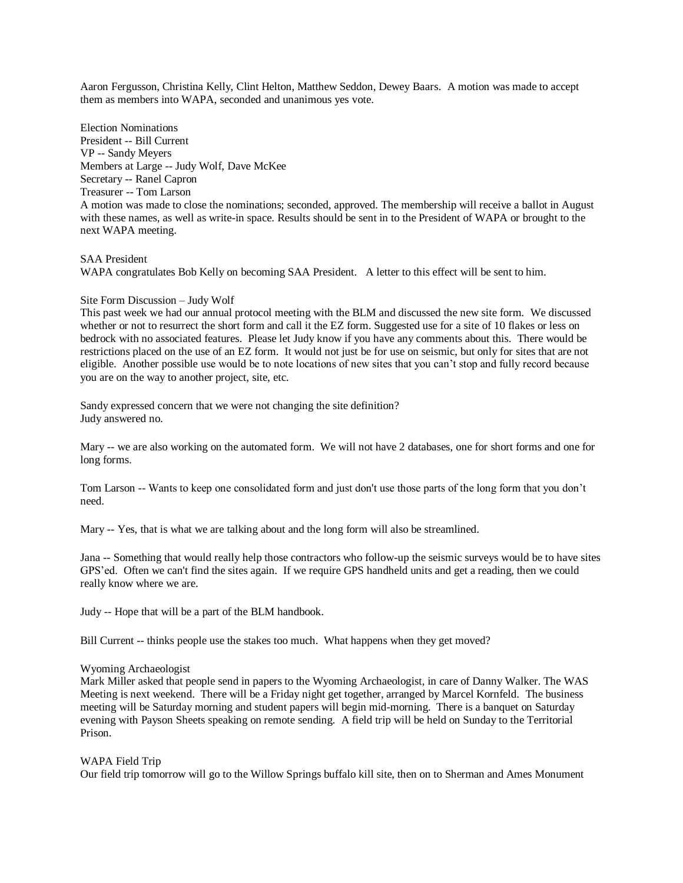Aaron Fergusson, Christina Kelly, Clint Helton, Matthew Seddon, Dewey Baars. A motion was made to accept them as members into WAPA, seconded and unanimous yes vote.

Election Nominations
President -- Bill Current
VP -- Sandy Meyers
Members at Large -- Judy Wolf, Dave McKee
Secretary -- Ranel Capron
Treasurer -- Tom Larson
A motion was made to close the nominations; seconded, approved. The membership will receive a ballot in August with these names, as well as write-in space. Results should be sent in to the President of WAPA or brought to the next WAPA meeting.

SAA President
WAPA congratulates Bob Kelly on becoming SAA President. A letter to this effect will be sent to him.

Site Form Discussion – Judy Wolf
This past week we had our annual protocol meeting with the BLM and discussed the new site form. We discussed whether or not to resurrect the short form and call it the EZ form. Suggested use for a site of 10 flakes or less on bedrock with no associated features. Please let Judy know if you have any comments about this. There would be restrictions placed on the use of an EZ form. It would not just be for use on seismic, but only for sites that are not eligible. Another possible use would be to note locations of new sites that you can't stop and fully record because you are on the way to another project, site, etc.

Sandy expressed concern that we were not changing the site definition?
Judy answered no.

Mary -- we are also working on the automated form. We will not have 2 databases, one for short forms and one for long forms.

Tom Larson -- Wants to keep one consolidated form and just don't use those parts of the long form that you don't need.

Mary -- Yes, that is what we are talking about and the long form will also be streamlined.

Jana -- Something that would really help those contractors who follow-up the seismic surveys would be to have sites GPS'ed. Often we can't find the sites again. If we require GPS handheld units and get a reading, then we could really know where we are.

Judy -- Hope that will be a part of the BLM handbook.

Bill Current -- thinks people use the stakes too much. What happens when they get moved?

Wyoming Archaeologist
Mark Miller asked that people send in papers to the Wyoming Archaeologist, in care of Danny Walker. The WAS Meeting is next weekend. There will be a Friday night get together, arranged by Marcel Kornfeld. The business meeting will be Saturday morning and student papers will begin mid-morning. There is a banquet on Saturday evening with Payson Sheets speaking on remote sending. A field trip will be held on Sunday to the Territorial Prison.

WAPA Field Trip
Our field trip tomorrow will go to the Willow Springs buffalo kill site, then on to Sherman and Ames Monument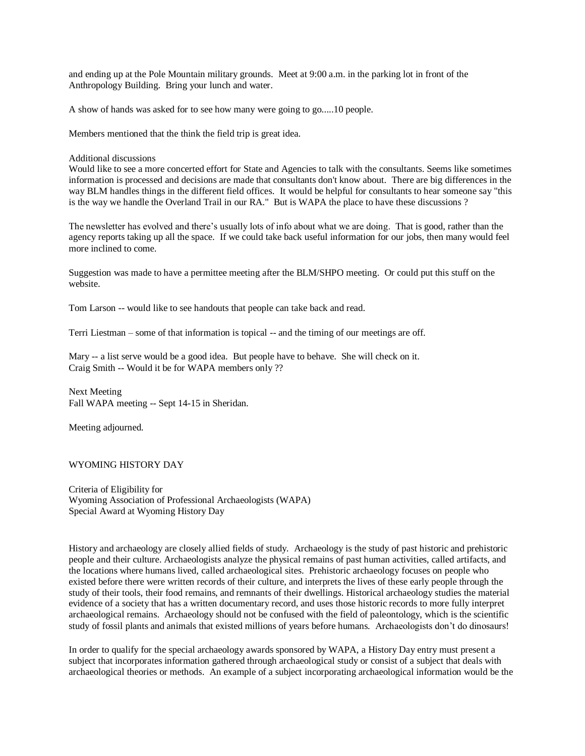and ending up at the Pole Mountain military grounds. Meet at 9:00 a.m. in the parking lot in front of the Anthropology Building. Bring your lunch and water.

A show of hands was asked for to see how many were going to go.....10 people.

Members mentioned that the think the field trip is great idea.

Additional discussions
Would like to see a more concerted effort for State and Agencies to talk with the consultants. Seems like sometimes information is processed and decisions are made that consultants don't know about. There are big differences in the way BLM handles things in the different field offices. It would be helpful for consultants to hear someone say "this is the way we handle the Overland Trail in our RA." But is WAPA the place to have these discussions ?

The newsletter has evolved and there's usually lots of info about what we are doing. That is good, rather than the agency reports taking up all the space. If we could take back useful information for our jobs, then many would feel more inclined to come.

Suggestion was made to have a permittee meeting after the BLM/SHPO meeting. Or could put this stuff on the website.

Tom Larson -- would like to see handouts that people can take back and read.

Terri Liestman – some of that information is topical -- and the timing of our meetings are off.

Mary -- a list serve would be a good idea. But people have to behave. She will check on it.
Craig Smith -- Would it be for WAPA members only ??

Next Meeting
Fall WAPA meeting -- Sept 14-15 in Sheridan.

Meeting adjourned.

WYOMING HISTORY DAY

Criteria of Eligibility for
Wyoming Association of Professional Archaeologists (WAPA)
Special Award at Wyoming History Day

History and archaeology are closely allied fields of study. Archaeology is the study of past historic and prehistoric people and their culture. Archaeologists analyze the physical remains of past human activities, called artifacts, and the locations where humans lived, called archaeological sites. Prehistoric archaeology focuses on people who existed before there were written records of their culture, and interprets the lives of these early people through the study of their tools, their food remains, and remnants of their dwellings. Historical archaeology studies the material evidence of a society that has a written documentary record, and uses those historic records to more fully interpret archaeological remains. Archaeology should not be confused with the field of paleontology, which is the scientific study of fossil plants and animals that existed millions of years before humans. Archaeologists don't do dinosaurs!

In order to qualify for the special archaeology awards sponsored by WAPA, a History Day entry must present a subject that incorporates information gathered through archaeological study or consist of a subject that deals with archaeological theories or methods. An example of a subject incorporating archaeological information would be the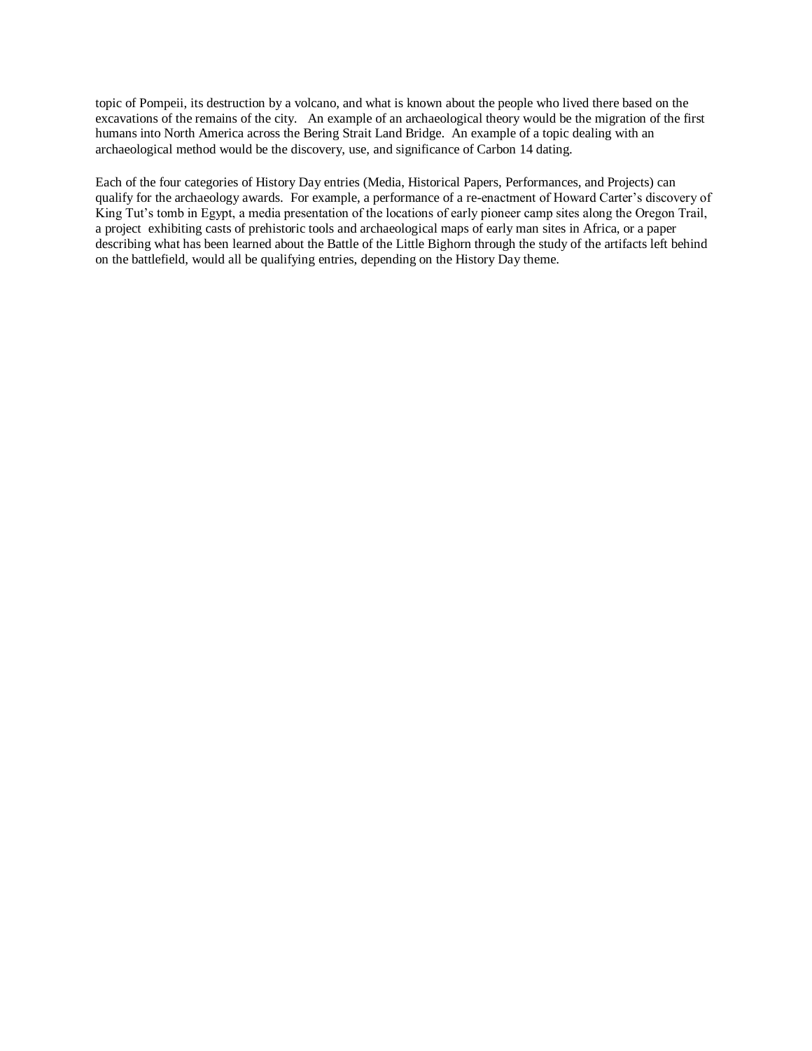topic of Pompeii, its destruction by a volcano, and what is known about the people who lived there based on the excavations of the remains of the city. An example of an archaeological theory would be the migration of the first humans into North America across the Bering Strait Land Bridge. An example of a topic dealing with an archaeological method would be the discovery, use, and significance of Carbon 14 dating.

Each of the four categories of History Day entries (Media, Historical Papers, Performances, and Projects) can qualify for the archaeology awards. For example, a performance of a re-enactment of Howard Carter's discovery of King Tut's tomb in Egypt, a media presentation of the locations of early pioneer camp sites along the Oregon Trail, a project exhibiting casts of prehistoric tools and archaeological maps of early man sites in Africa, or a paper describing what has been learned about the Battle of the Little Bighorn through the study of the artifacts left behind on the battlefield, would all be qualifying entries, depending on the History Day theme.